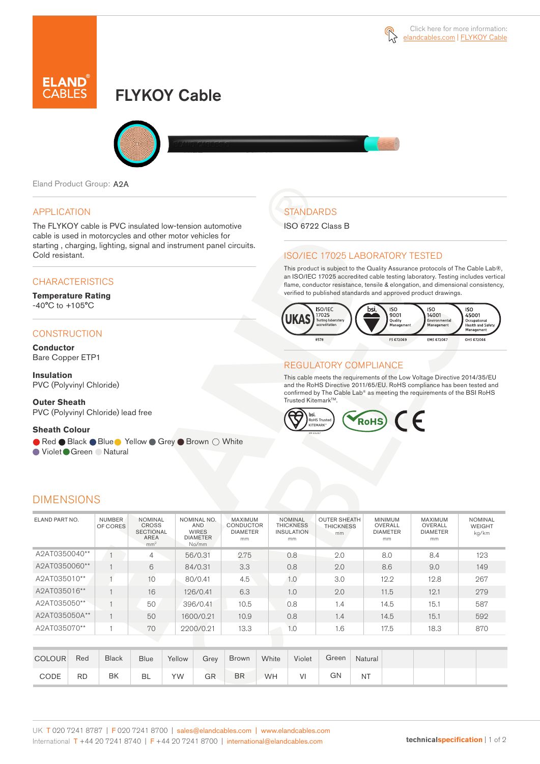Click here for more information: elandcables.com | FLYKOY Cable

# FLYKOY Cable

Eland Product Group: A2A

## APPLICATION

The FLYKOY cable is PVC insulated low-tension automotive cable is used in motorcycles and other motor vehicles for starting , charging, lighting, signal and instrument panel circuits. Cold resistant.

## CHARACTERISTICS

**Temperature Rating**
-40°C to +105°C

## CONSTRUCTION

**Conductor**
Bare Copper ETP1

**Insulation**
PVC (Polyvinyl Chloride)

**Outer Sheath**
PVC (Polyvinyl Chloride) lead free

**Sheath Colour**
Red, Black, Blue, Yellow, Grey, Brown, White, Violet, Green, Natural

## STANDARDS

ISO 6722 Class B

## ISO/IEC 17025 LABORATORY TESTED

This product is subject to the Quality Assurance protocols of The Cable Lab®, an ISO/IEC 17025 accredited cable testing laboratory. Testing includes vertical flame, conductor resistance, tensile & elongation, and dimensional consistency, verified to published standards and approved product drawings.

UKAS ISO/IEC 17025 Testing laboratory accreditation 8578 | bsi. ISO 9001 Quality Management FS 672069 | ISO 14001 Environmental Management EMS 672067 | ISO 45001 Occupational Health and Safety Management OHS 672066

## REGULATORY COMPLIANCE

This cable meets the requirements of the Low Voltage Directive 2014/35/EU and the RoHS Directive 2011/65/EU. RoHS compliance has been tested and confirmed by The Cable Lab® as meeting the requirements of the BSI RoHS Trusted Kitemark™.

## DIMENSIONS

| ELAND PART NO. | NUMBER OF CORES | NOMINAL CROSS SECTIONAL AREA mm² | NOMINAL NO. AND WIRES DIAMETER No/mm | MAXIMUM CONDUCTOR DIAMETER mm | NOMINAL THICKNESS INSULATION mm | OUTER SHEATH THICKNESS mm | MINIMUM OVERALL DIAMETER mm | MAXIMUM OVERALL DIAMETER mm | NOMINAL WEIGHT kg/km |
|---|---|---|---|---|---|---|---|---|---|
| A2AT0350040** | 1 | 4 | 56/0.31 | 2.75 | 0.8 | 2.0 | 8.0 | 8.4 | 123 |
| A2AT0350060** | 1 | 6 | 84/0.31 | 3.3 | 0.8 | 2.0 | 8.6 | 9.0 | 149 |
| A2AT035010** | 1 | 10 | 80/0.41 | 4.5 | 1.0 | 3.0 | 12.2 | 12.8 | 267 |
| A2AT035016** | 1 | 16 | 126/0.41 | 6.3 | 1.0 | 2.0 | 11.5 | 12.1 | 279 |
| A2AT035050** | 1 | 50 | 396/0.41 | 10.5 | 0.8 | 1.4 | 14.5 | 15.1 | 587 |
| A2AT035050A** | 1 | 50 | 1600/0.21 | 10.9 | 0.8 | 1.4 | 14.5 | 15.1 | 592 |
| A2AT035070** | 1 | 70 | 2200/0.21 | 13.3 | 1.0 | 1.6 | 17.5 | 18.3 | 870 |

| COLOUR | Red | Black | Blue | Yellow | Grey | Brown | White | Violet | Green | Natural |
|---|---|---|---|---|---|---|---|---|---|---|
| CODE | RD | BK | BL | YW | GR | BR | WH | VI | GN | NT |

UK T 020 7241 8787 | F 020 7241 8700 | sales@elandcables.com | www.elandcables.com
International T +44 20 7241 8740 | F +44 20 7241 8700 | international@elandcables.com

technicalspecification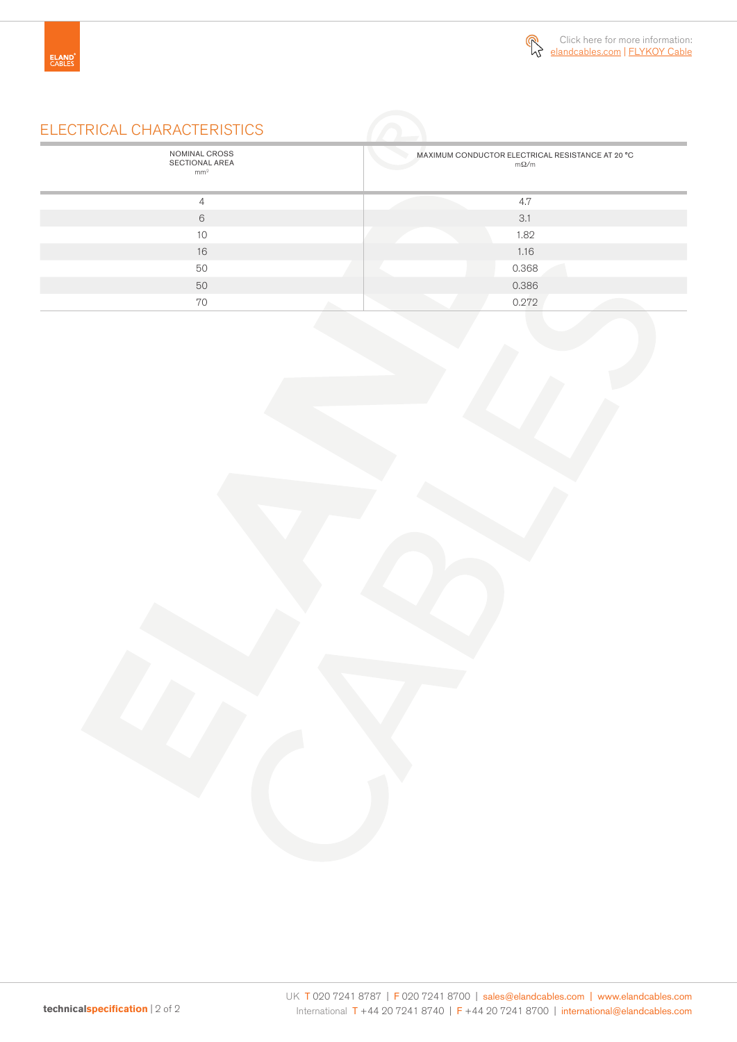Click here for more information: elandcables.com | FLYKOY Cable

## ELECTRICAL CHARACTERISTICS

| NOMINAL CROSS SECTIONAL AREA $mm^2$ | MAXIMUM CONDUCTOR ELECTRICAL RESISTANCE AT 20 °C mΩ/m |
|---|---|
| 4 | 4.7 |
| 6 | 3.1 |
| 10 | 1.82 |
| 16 | 1.16 |
| 50 | 0.368 |
| 50 | 0.386 |
| 70 | 0.272 |

UK T 020 7241 8787 | F 020 7241 8700 | sales@elandcables.com | www.elandcables.com
International T +44 20 7241 8740 | F +44 20 7241 8700 | international@elandcables.com